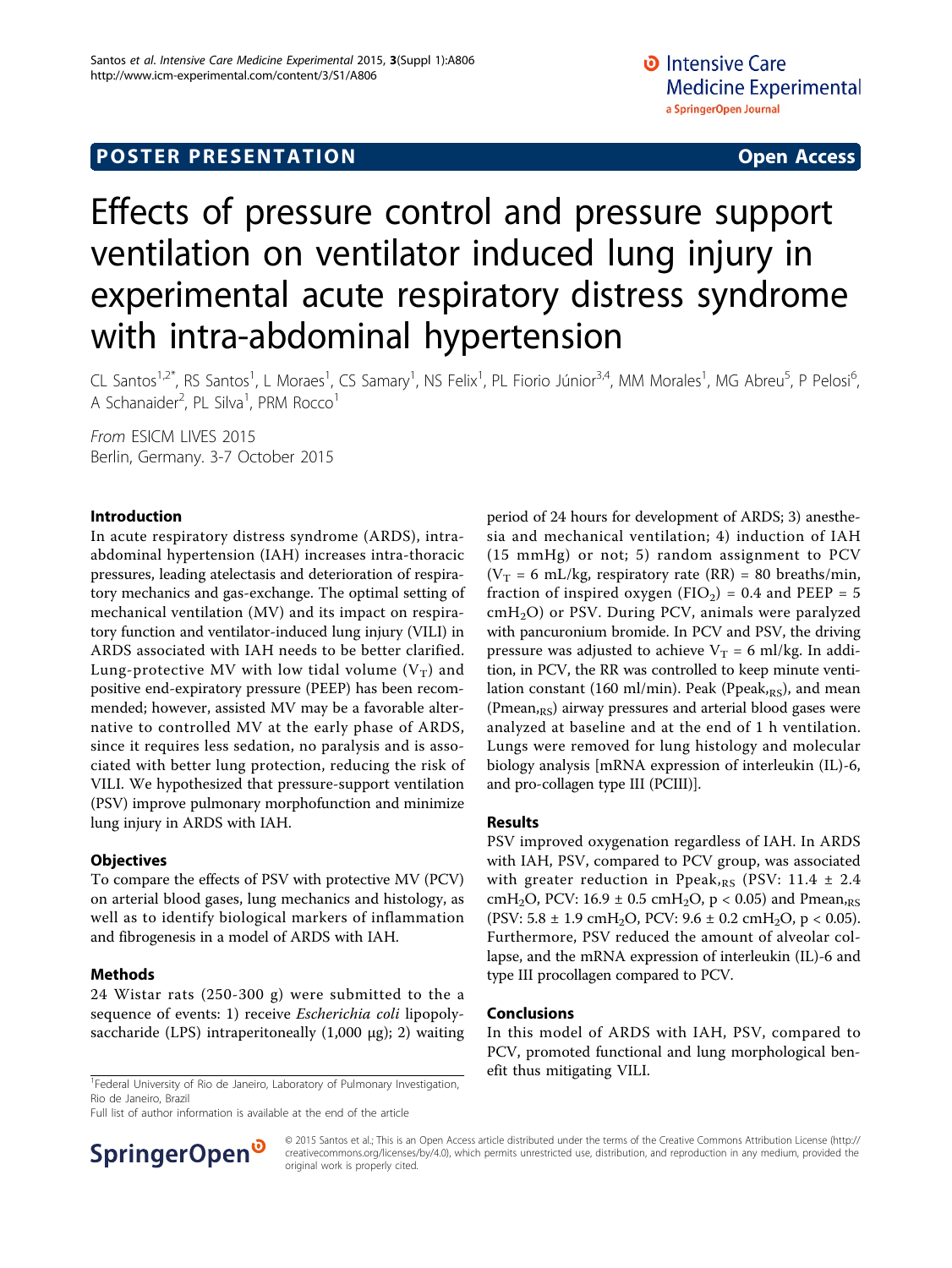POSTER PRESENTATION Open Access

# Effects of pressure control and pressure support ventilation on ventilator induced lung injury in experimental acute respiratory distress syndrome with intra-abdominal hypertension

CL Santos[1,2*], RS Santos[1], L Moraes[1], CS Samary[1], NS Felix[1], PL Fiorio Júnior[3,4], MM Morales[1], MG Abreu[5], P Pelosi[6], A Schanaider[2], PL Silva[1], PRM Rocco[1]

*From* ESICM LIVES 2015
Berlin, Germany. 3-7 October 2015

## Introduction

In acute respiratory distress syndrome (ARDS), intra-abdominal hypertension (IAH) increases intra-thoracic pressures, leading atelectasis and deterioration of respiratory mechanics and gas-exchange. The optimal setting of mechanical ventilation (MV) and its impact on respiratory function and ventilator-induced lung injury (VILI) in ARDS associated with IAH needs to be better clarified. Lung-protective MV with low tidal volume ($V_T$) and positive end-expiratory pressure (PEEP) has been recommended; however, assisted MV may be a favorable alternative to controlled MV at the early phase of ARDS, since it requires less sedation, no paralysis and is associated with better lung protection, reducing the risk of VILI. We hypothesized that pressure-support ventilation (PSV) improve pulmonary morphofunction and minimize lung injury in ARDS with IAH.

## Objectives

To compare the effects of PSV with protective MV (PCV) on arterial blood gases, lung mechanics and histology, as well as to identify biological markers of inflammation and fibrogenesis in a model of ARDS with IAH.

## Methods

24 Wistar rats (250-300 g) were submitted to the a sequence of events: 1) receive *Escherichia coli* lipopolysaccharide (LPS) intraperitoneally (1,000 μg); 2) waiting period of 24 hours for development of ARDS; 3) anesthesia and mechanical ventilation; 4) induction of IAH (15 mmHg) or not; 5) random assignment to PCV ($V_T$ = 6 mL/kg, respiratory rate (RR) = 80 breaths/min, fraction of inspired oxygen ($FIO_2$) = 0.4 and PEEP = 5 $cmH_2O$) or PSV. During PCV, animals were paralyzed with pancuronium bromide. In PCV and PSV, the driving pressure was adjusted to achieve $V_T$ = 6 ml/kg. In addition, in PCV, the RR was controlled to keep minute ventilation constant (160 ml/min). Peak ($Ppeak_{,RS}$), and mean ($Pmean_{,RS}$) airway pressures and arterial blood gases were analyzed at baseline and at the end of 1 h ventilation. Lungs were removed for lung histology and molecular biology analysis [mRNA expression of interleukin (IL)-6, and pro-collagen type III (PCIII)].

## Results

PSV improved oxygenation regardless of IAH. In ARDS with IAH, PSV, compared to PCV group, was associated with greater reduction in $Ppeak_{,RS}$ (PSV: 11.4 ± 2.4 $cmH_2O$, PCV: 16.9 ± 0.5 $cmH_2O$, $p < 0.05$) and $Pmean_{,RS}$ (PSV: 5.8 ± 1.9 $cmH_2O$, PCV: 9.6 ± 0.2 $cmH_2O$, $p < 0.05$). Furthermore, PSV reduced the amount of alveolar collapse, and the mRNA expression of interleukin (IL)-6 and type III procollagen compared to PCV.

## Conclusions

In this model of ARDS with IAH, PSV, compared to PCV, promoted functional and lung morphological benefit thus mitigating VILI.

[1]Federal University of Rio de Janeiro, Laboratory of Pulmonary Investigation, Rio de Janeiro, Brazil
Full list of author information is available at the end of the article

© 2015 Santos et al.; This is an Open Access article distributed under the terms of the Creative Commons Attribution License (http://creativecommons.org/licenses/by/4.0), which permits unrestricted use, distribution, and reproduction in any medium, provided the original work is properly cited.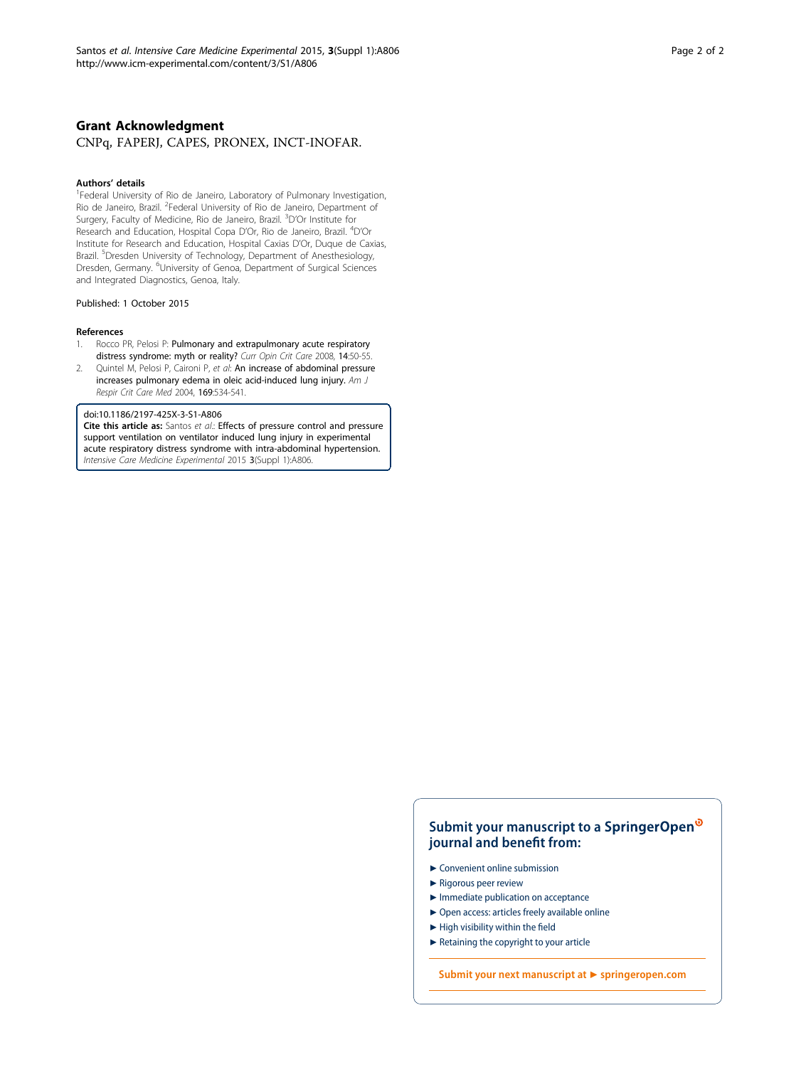## Grant Acknowledgment

CNPq, FAPERJ, CAPES, PRONEX, INCT-INOFAR.

#### Authors' details

[1]Federal University of Rio de Janeiro, Laboratory of Pulmonary Investigation, Rio de Janeiro, Brazil. [2]Federal University of Rio de Janeiro, Department of Surgery, Faculty of Medicine, Rio de Janeiro, Brazil. [3]D'Or Institute for Research and Education, Hospital Copa D'Or, Rio de Janeiro, Brazil. [4]D'Or Institute for Research and Education, Hospital Caxias D'Or, Duque de Caxias, Brazil. [5]Dresden University of Technology, Department of Anesthesiology, Dresden, Germany. [6]University of Genoa, Department of Surgical Sciences and Integrated Diagnostics, Genoa, Italy.

Published: 1 October 2015

#### References

1. Rocco PR, Pelosi P: **Pulmonary and extrapulmonary acute respiratory distress syndrome: myth or reality?** *Curr Opin Crit Care* 2008, **14**:50-55.
2. Quintel M, Pelosi P, Caironi P, *et al*: **An increase of abdominal pressure increases pulmonary edema in oleic acid-induced lung injury.** *Am J Respir Crit Care Med* 2004, **169**:534-541.

doi:10.1186/2197-425X-3-S1-A806

**Cite this article as:** Santos *et al.*: Effects of pressure control and pressure support ventilation on ventilator induced lung injury in experimental acute respiratory distress syndrome with intra-abdominal hypertension. *Intensive Care Medicine Experimental* 2015 **3**(Suppl 1):A806.

**Submit your manuscript to a SpringerOpen journal and benefit from:**

- ► Convenient online submission
- ► Rigorous peer review
- ► Immediate publication on acceptance
- ► Open access: articles freely available online
- ► High visibility within the field
- ► Retaining the copyright to your article

**Submit your next manuscript at ► springeropen.com**